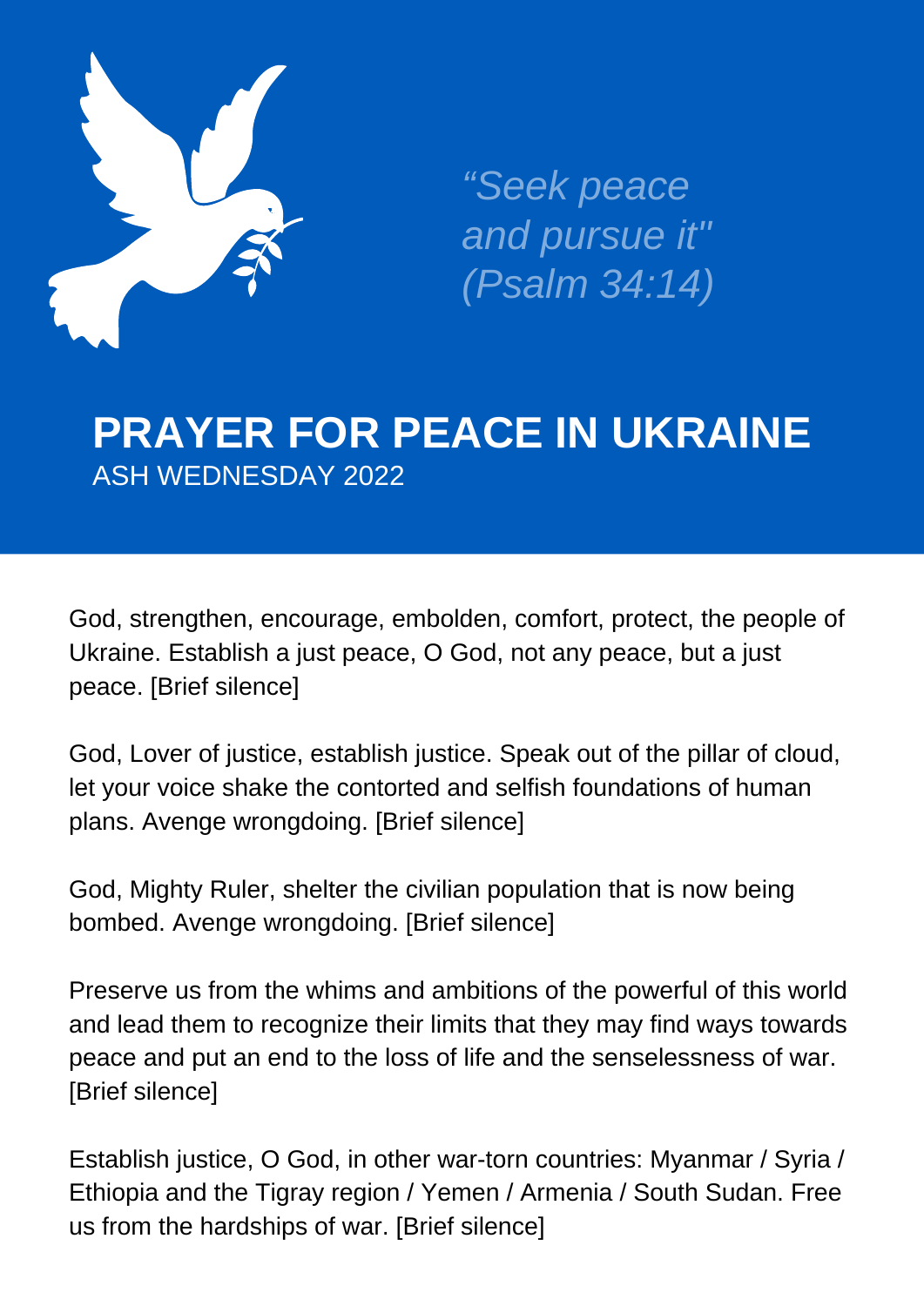*"Seek peace and pursue it" (Psalm 34:14)*

# PRAYER FOR PEACE IN UKRAINE

ASH WEDNESDAY 2022

God, strengthen, encourage, embolden, comfort, protect, the people of Ukraine. Establish a just peace, O God, not any peace, but a just peace. [Brief silence]

God, Lover of justice, establish justice. Speak out of the pillar of cloud, let your voice shake the contorted and selfish foundations of human plans. Avenge wrongdoing. [Brief silence]

God, Mighty Ruler, shelter the civilian population that is now being bombed. Avenge wrongdoing. [Brief silence]

Preserve us from the whims and ambitions of the powerful of this world and lead them to recognize their limits that they may find ways towards peace and put an end to the loss of life and the senselessness of war. [Brief silence]

Establish justice, O God, in other war-torn countries: Myanmar / Syria / Ethiopia and the Tigray region / Yemen / Armenia / South Sudan. Free us from the hardships of war. [Brief silence]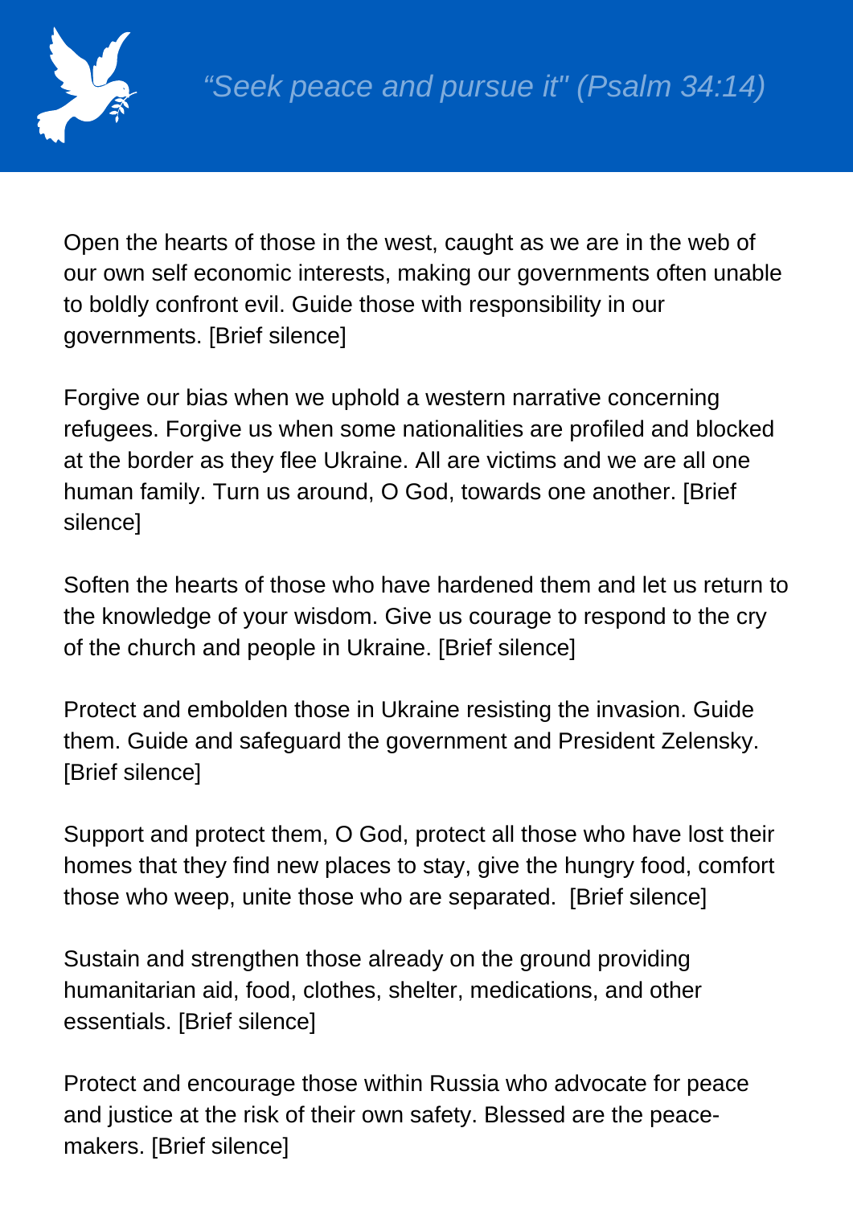Open the hearts of those in the west, caught as we are in the web of our own self economic interests, making our governments often unable to boldly confront evil. Guide those with responsibility in our governments. [Brief silence]

Forgive our bias when we uphold a western narrative concerning refugees. Forgive us when some nationalities are profiled and blocked at the border as they flee Ukraine. All are victims and we are all one human family. Turn us around, O God, towards one another. [Brief silence]

Soften the hearts of those who have hardened them and let us return to the knowledge of your wisdom. Give us courage to respond to the cry of the church and people in Ukraine. [Brief silence]

Protect and embolden those in Ukraine resisting the invasion. Guide them. Guide and safeguard the government and President Zelensky. [Brief silence]

Support and protect them, O God, protect all those who have lost their homes that they find new places to stay, give the hungry food, comfort those who weep, unite those who are separated. [Brief silence]

Sustain and strengthen those already on the ground providing humanitarian aid, food, clothes, shelter, medications, and other essentials. [Brief silence]

Protect and encourage those within Russia who advocate for peace and justice at the risk of their own safety. Blessed are the peace-makers. [Brief silence]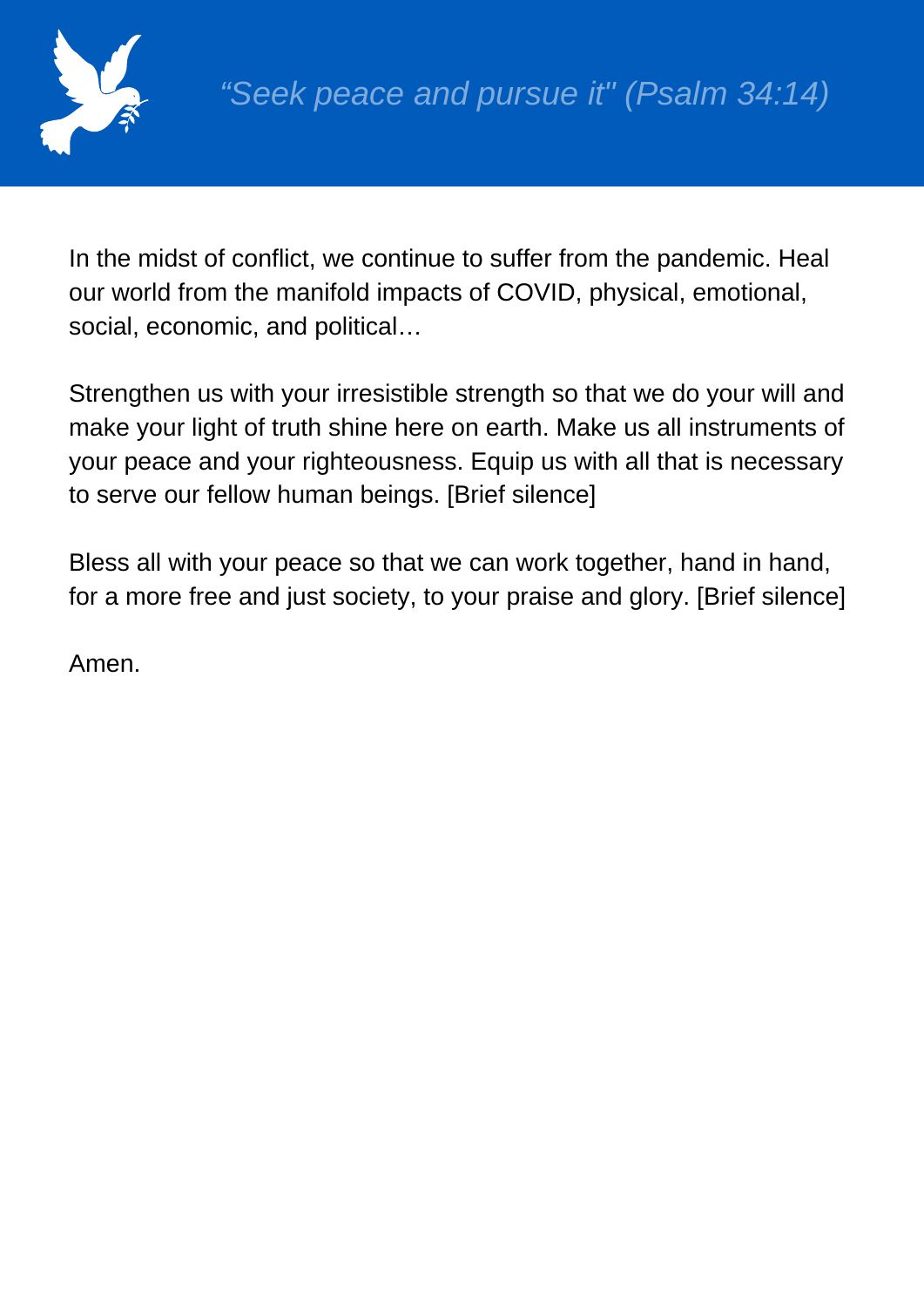*"Seek peace and pursue it" (Psalm 34:14)*

In the midst of conflict, we continue to suffer from the pandemic. Heal our world from the manifold impacts of COVID, physical, emotional, social, economic, and political…

Strengthen us with your irresistible strength so that we do your will and make your light of truth shine here on earth. Make us all instruments of your peace and your righteousness. Equip us with all that is necessary to serve our fellow human beings. [Brief silence]

Bless all with your peace so that we can work together, hand in hand, for a more free and just society, to your praise and glory. [Brief silence]

Amen.